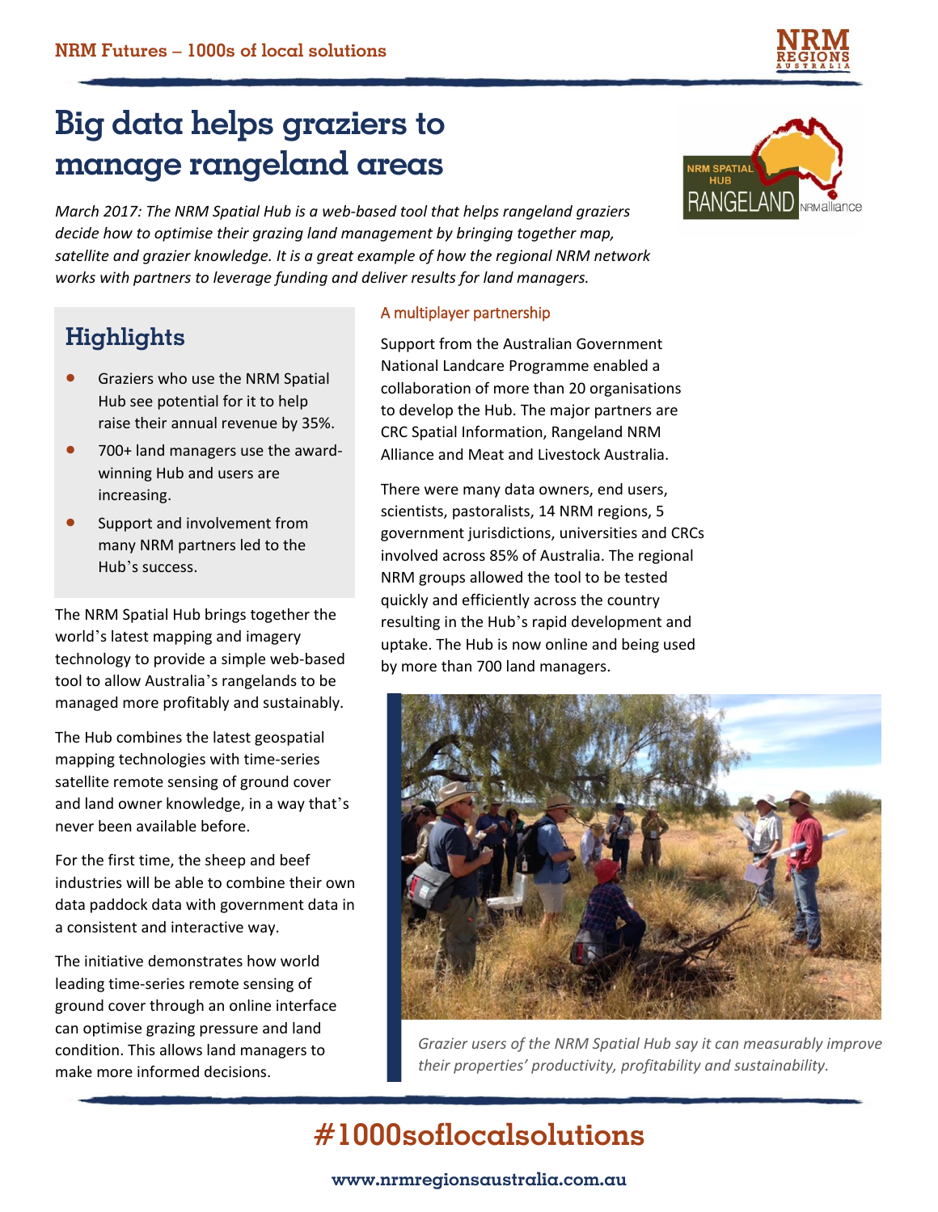# Big data helps graziers to manage rangeland areas

*March 2017: The NRM Spatial Hub is a web-based tool that helps rangeland graziers decide how to optimise their grazing land management by bringing together map, satellite and grazier knowledge. It is a great example of how the regional NRM network works with partners to leverage funding and deliver results for land managers.*

## Highlights

- Graziers who use the NRM Spatial Hub see potential for it to help raise their annual revenue by 35%.
- 700+ land managers use the award-winning Hub and users are increasing.
- Support and involvement from many NRM partners led to the Hub's success.

The NRM Spatial Hub brings together the world's latest mapping and imagery technology to provide a simple web-based tool to allow Australia's rangelands to be managed more profitably and sustainably.

The Hub combines the latest geospatial mapping technologies with time-series satellite remote sensing of ground cover and land owner knowledge, in a way that's never been available before.

For the first time, the sheep and beef industries will be able to combine their own data paddock data with government data in a consistent and interactive way.

The initiative demonstrates how world leading time-series remote sensing of ground cover through an online interface can optimise grazing pressure and land condition. This allows land managers to make more informed decisions.

### A multiplayer partnership

Support from the Australian Government National Landcare Programme enabled a collaboration of more than 20 organisations to develop the Hub. The major partners are CRC Spatial Information, Rangeland NRM Alliance and Meat and Livestock Australia.

There were many data owners, end users, scientists, pastoralists, 14 NRM regions, 5 government jurisdictions, universities and CRCs involved across 85% of Australia. The regional NRM groups allowed the tool to be tested quickly and efficiently across the country resulting in the Hub's rapid development and uptake. The Hub is now online and being used by more than 700 land managers.

*Grazier users of the NRM Spatial Hub say it can measurably improve their properties' productivity, profitability and sustainability.*

**#1000soflocalsolutions**

www.nrmregionsaustralia.com.au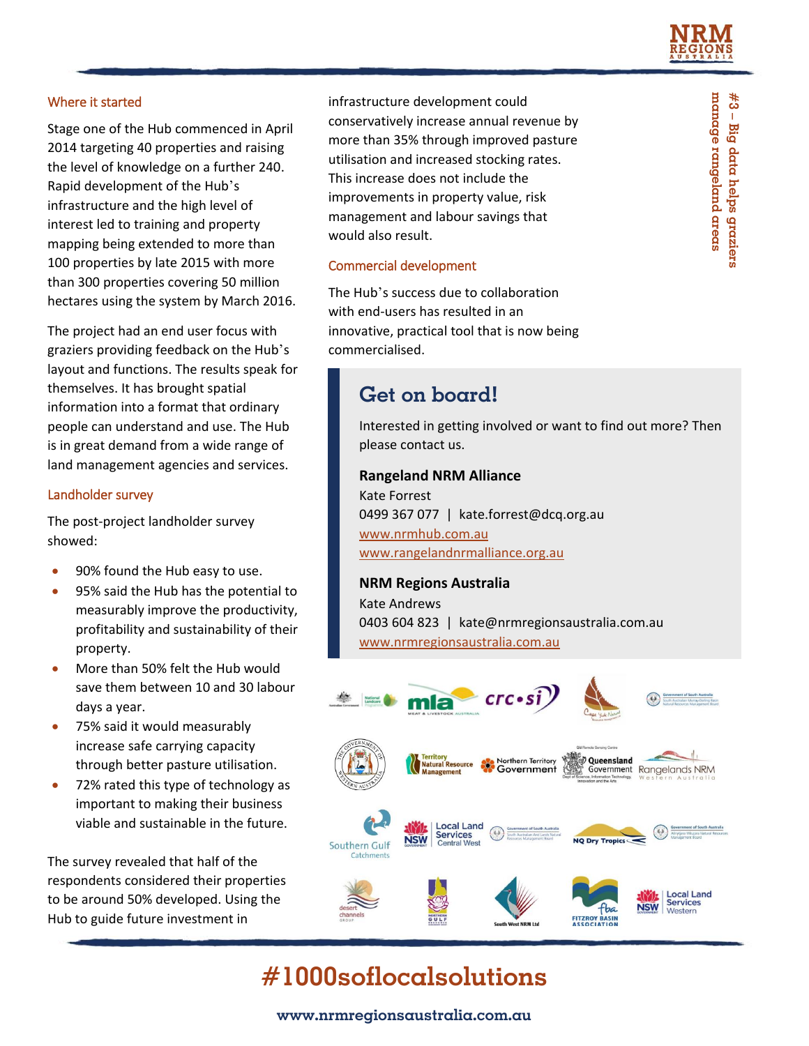### Where it started

Stage one of the Hub commenced in April 2014 targeting 40 properties and raising the level of knowledge on a further 240. Rapid development of the Hub's infrastructure and the high level of interest led to training and property mapping being extended to more than 100 properties by late 2015 with more than 300 properties covering 50 million hectares using the system by March 2016.

The project had an end user focus with graziers providing feedback on the Hub's layout and functions. The results speak for themselves. It has brought spatial information into a format that ordinary people can understand and use. The Hub is in great demand from a wide range of land management agencies and services.

### Landholder survey

The post-project landholder survey showed:

- 90% found the Hub easy to use.
- 95% said the Hub has the potential to measurably improve the productivity, profitability and sustainability of their property.
- More than 50% felt the Hub would save them between 10 and 30 labour days a year.
- 75% said it would measurably increase safe carrying capacity through better pasture utilisation.
- 72% rated this type of technology as important to making their business viable and sustainable in the future.

The survey revealed that half of the respondents considered their properties to be around 50% developed. Using the Hub to guide future investment in infrastructure development could conservatively increase annual revenue by more than 35% through improved pasture utilisation and increased stocking rates. This increase does not include the improvements in property value, risk management and labour savings that would also result.

### Commercial development

The Hub's success due to collaboration with end-users has resulted in an innovative, practical tool that is now being commercialised.

## Get on board!

Interested in getting involved or want to find out more? Then please contact us.

**Rangeland NRM Alliance**
Kate Forrest
0499 367 077 | kate.forrest@dcq.org.au
www.nrmhub.com.au
www.rangelandnrmalliance.org.au

**NRM Regions Australia**
Kate Andrews
0403 604 823 | kate@nrmregionsaustralia.com.au
www.nrmregionsaustralia.com.au

#1000soflocalsolutions

www.nrmregionsaustralia.com.au